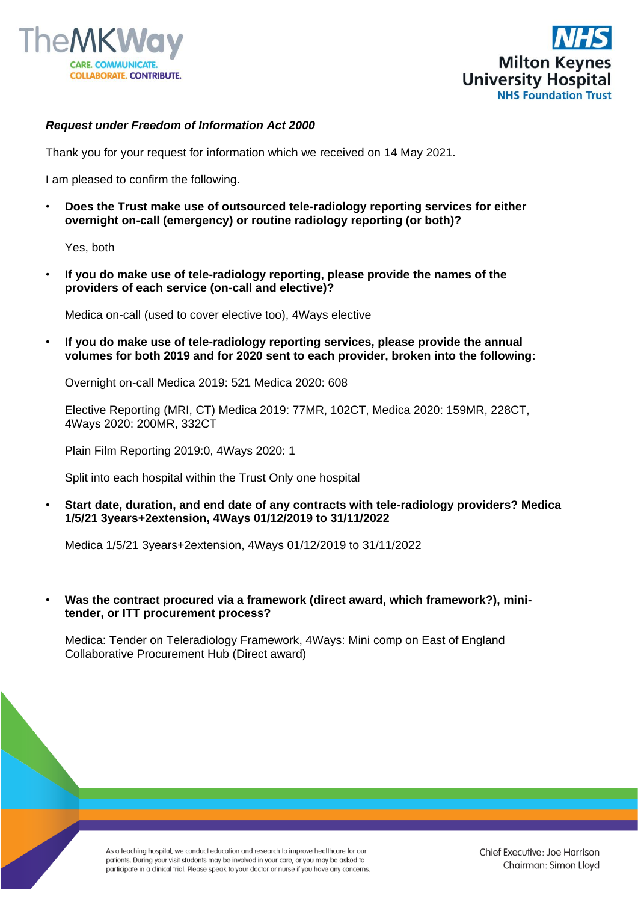***Request under Freedom of Information Act 2000***

Thank you for your request for information which we received on 14 May 2021.

I am pleased to confirm the following.

- **Does the Trust make use of outsourced tele-radiology reporting services for either overnight on-call (emergency) or routine radiology reporting (or both)?**

  Yes, both

- **If you do make use of tele-radiology reporting, please provide the names of the providers of each service (on-call and elective)?**

  Medica on-call (used to cover elective too), 4Ways elective

- **If you do make use of tele-radiology reporting services, please provide the annual volumes for both 2019 and for 2020 sent to each provider, broken into the following:**

  Overnight on-call Medica 2019: 521 Medica 2020: 608

  Elective Reporting (MRI, CT) Medica 2019: 77MR, 102CT, Medica 2020: 159MR, 228CT, 4Ways 2020: 200MR, 332CT

  Plain Film Reporting 2019:0, 4Ways 2020: 1

  Split into each hospital within the Trust Only one hospital

- **Start date, duration, and end date of any contracts with tele-radiology providers? Medica 1/5/21 3years+2extension, 4Ways 01/12/2019 to 31/11/2022**

  Medica 1/5/21 3years+2extension, 4Ways 01/12/2019 to 31/11/2022

- **Was the contract procured via a framework (direct award, which framework?), mini-tender, or ITT procurement process?**

  Medica: Tender on Teleradiology Framework, 4Ways: Mini comp on East of England Collaborative Procurement Hub (Direct award)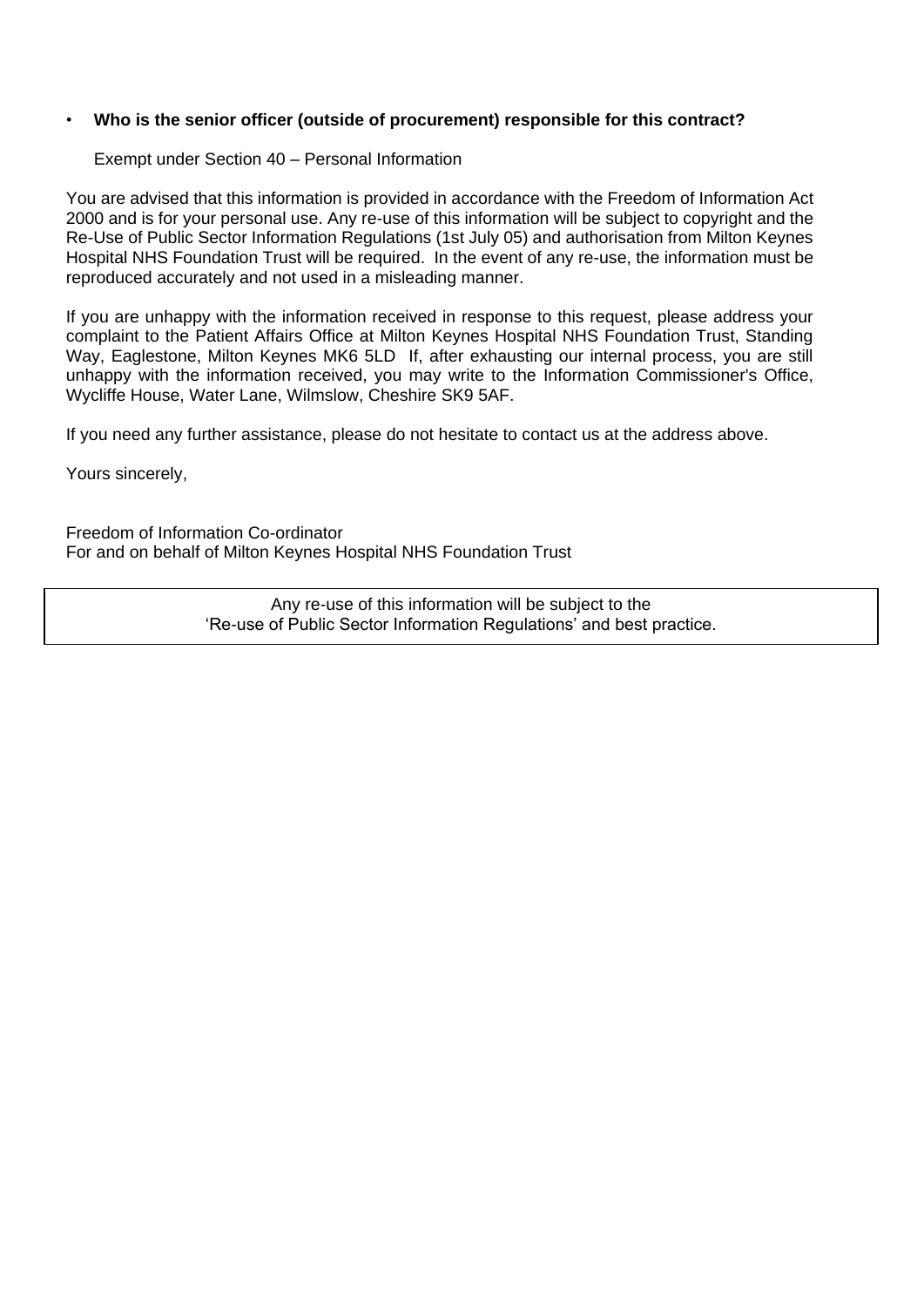- **Who is the senior officer (outside of procurement) responsible for this contract?**

  Exempt under Section 40 – Personal Information

You are advised that this information is provided in accordance with the Freedom of Information Act 2000 and is for your personal use. Any re-use of this information will be subject to copyright and the Re-Use of Public Sector Information Regulations (1st July 05) and authorisation from Milton Keynes Hospital NHS Foundation Trust will be required. In the event of any re-use, the information must be reproduced accurately and not used in a misleading manner.

If you are unhappy with the information received in response to this request, please address your complaint to the Patient Affairs Office at Milton Keynes Hospital NHS Foundation Trust, Standing Way, Eaglestone, Milton Keynes MK6 5LD If, after exhausting our internal process, you are still unhappy with the information received, you may write to the Information Commissioner's Office, Wycliffe House, Water Lane, Wilmslow, Cheshire SK9 5AF.

If you need any further assistance, please do not hesitate to contact us at the address above.

Yours sincerely,

Freedom of Information Co-ordinator
For and on behalf of Milton Keynes Hospital NHS Foundation Trust

Any re-use of this information will be subject to the
'Re-use of Public Sector Information Regulations' and best practice.